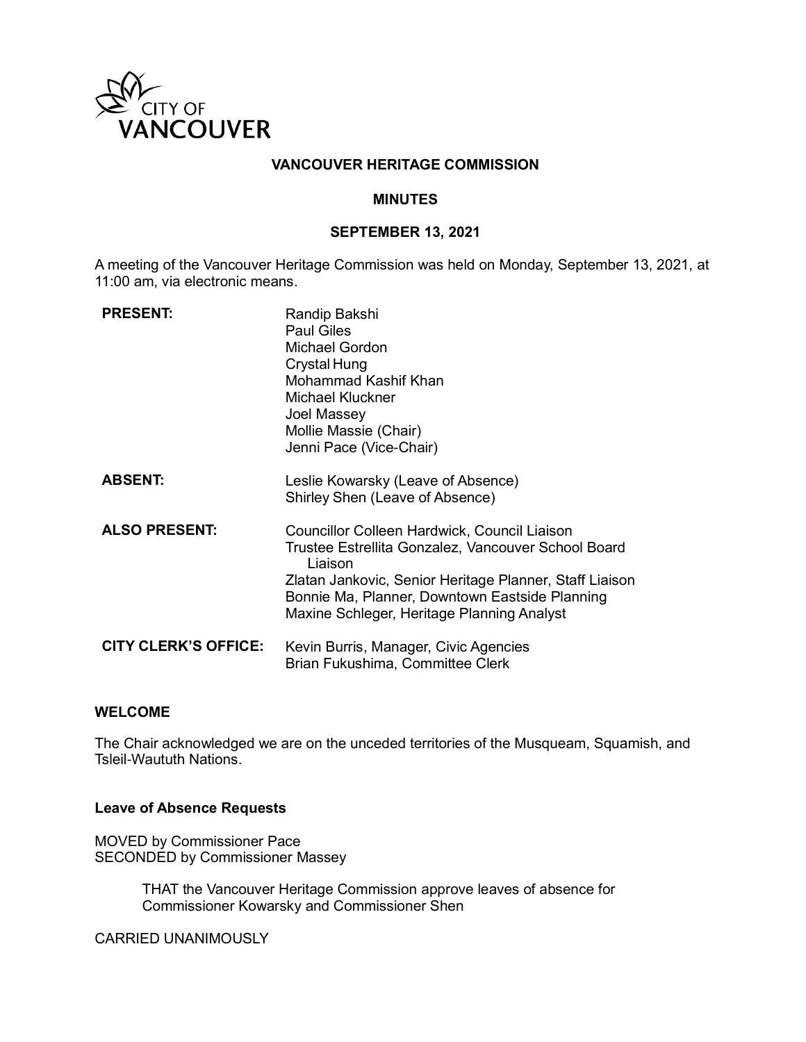CITY OF VANCOUVER

# VANCOUVER HERITAGE COMMISSION

## MINUTES

## SEPTEMBER 13, 2021

A meeting of the Vancouver Heritage Commission was held on Monday, September 13, 2021, at 11:00 am, via electronic means.

| | |
|---|---|
| **PRESENT:** | Randip Bakshi<br>Paul Giles<br>Michael Gordon<br>Crystal Hung<br>Mohammad Kashif Khan<br>Michael Kluckner<br>Joel Massey<br>Mollie Massie (Chair)<br>Jenni Pace (Vice-Chair) |
| **ABSENT:** | Leslie Kowarsky (Leave of Absence)<br>Shirley Shen (Leave of Absence) |
| **ALSO PRESENT:** | Councillor Colleen Hardwick, Council Liaison<br>Trustee Estrellita Gonzalez, Vancouver School Board Liaison<br>Zlatan Jankovic, Senior Heritage Planner, Staff Liaison<br>Bonnie Ma, Planner, Downtown Eastside Planning<br>Maxine Schleger, Heritage Planning Analyst |
| **CITY CLERK'S OFFICE:** | Kevin Burris, Manager, Civic Agencies<br>Brian Fukushima, Committee Clerk |

### WELCOME

The Chair acknowledged we are on the unceded territories of the Musqueam, Squamish, and Tsleil-Waututh Nations.

### Leave of Absence Requests

MOVED by Commissioner Pace
SECONDED by Commissioner Massey

> THAT the Vancouver Heritage Commission approve leaves of absence for Commissioner Kowarsky and Commissioner Shen

CARRIED UNANIMOUSLY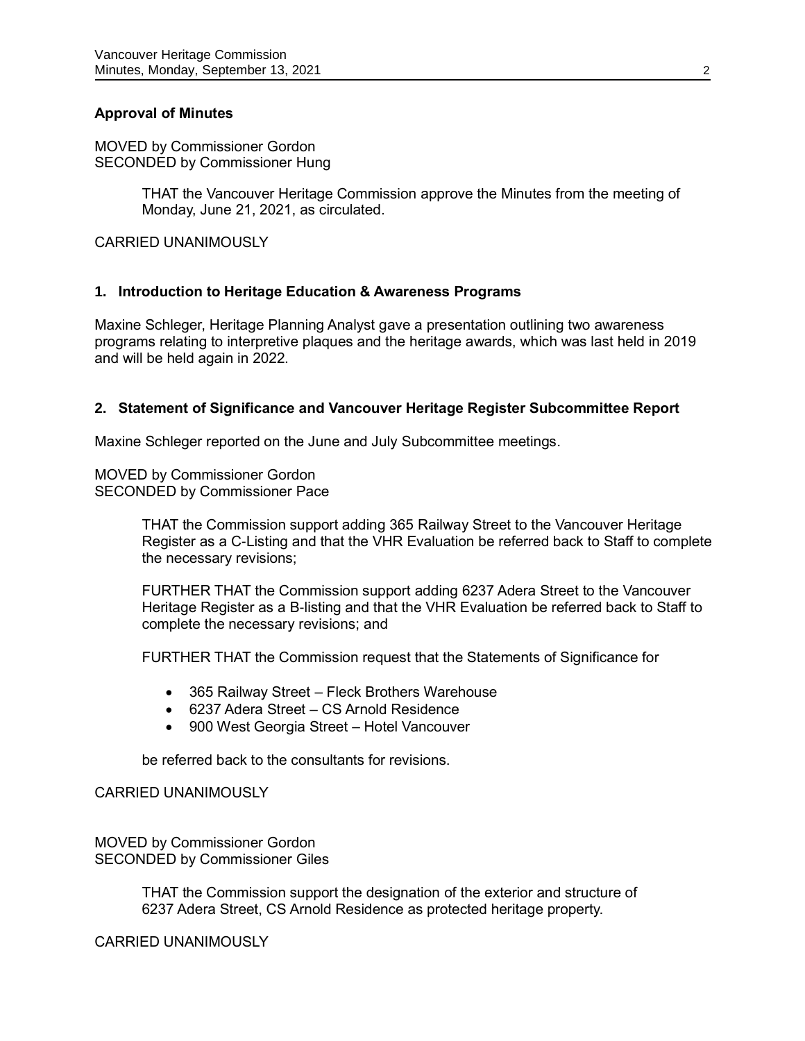**Approval of Minutes**

MOVED by Commissioner Gordon
SECONDED by Commissioner Hung

> THAT the Vancouver Heritage Commission approve the Minutes from the meeting of Monday, June 21, 2021, as circulated.

CARRIED UNANIMOUSLY

**1. Introduction to Heritage Education & Awareness Programs**

Maxine Schleger, Heritage Planning Analyst gave a presentation outlining two awareness programs relating to interpretive plaques and the heritage awards, which was last held in 2019 and will be held again in 2022.

**2. Statement of Significance and Vancouver Heritage Register Subcommittee Report**

Maxine Schleger reported on the June and July Subcommittee meetings.

MOVED by Commissioner Gordon
SECONDED by Commissioner Pace

> THAT the Commission support adding 365 Railway Street to the Vancouver Heritage Register as a C-Listing and that the VHR Evaluation be referred back to Staff to complete the necessary revisions;
>
> FURTHER THAT the Commission support adding 6237 Adera Street to the Vancouver Heritage Register as a B-listing and that the VHR Evaluation be referred back to Staff to complete the necessary revisions; and
>
> FURTHER THAT the Commission request that the Statements of Significance for
>
> - 365 Railway Street – Fleck Brothers Warehouse
> - 6237 Adera Street – CS Arnold Residence
> - 900 West Georgia Street – Hotel Vancouver
>
> be referred back to the consultants for revisions.

CARRIED UNANIMOUSLY

MOVED by Commissioner Gordon
SECONDED by Commissioner Giles

> THAT the Commission support the designation of the exterior and structure of 6237 Adera Street, CS Arnold Residence as protected heritage property.

CARRIED UNANIMOUSLY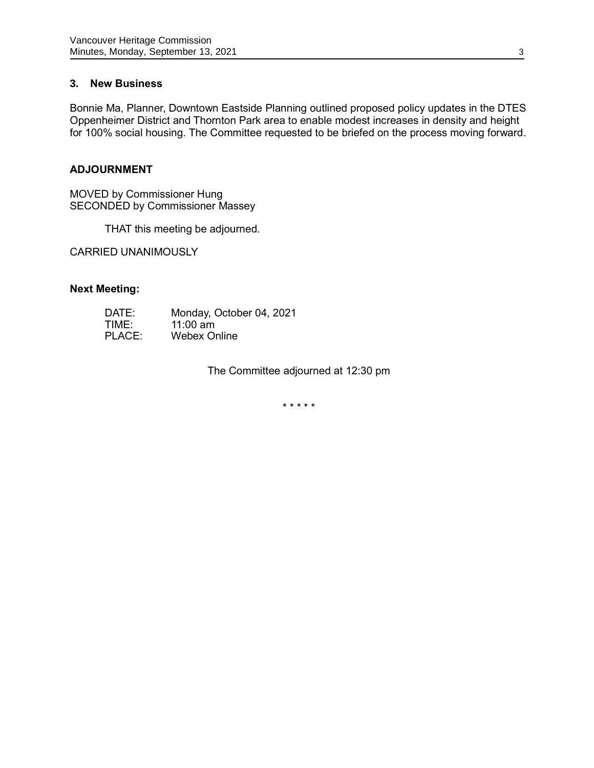## 3. New Business

Bonnie Ma, Planner, Downtown Eastside Planning outlined proposed policy updates in the DTES Oppenheimer District and Thornton Park area to enable modest increases in density and height for 100% social housing. The Committee requested to be briefed on the process moving forward.

## ADJOURNMENT

MOVED by Commissioner Hung
SECONDED by Commissioner Massey

> THAT this meeting be adjourned.

CARRIED UNANIMOUSLY

**Next Meeting:**

| | |
|---|---|
| DATE: | Monday, October 04, 2021 |
| TIME: | 11:00 am |
| PLACE: | Webex Online |

The Committee adjourned at 12:30 pm

* * * * *